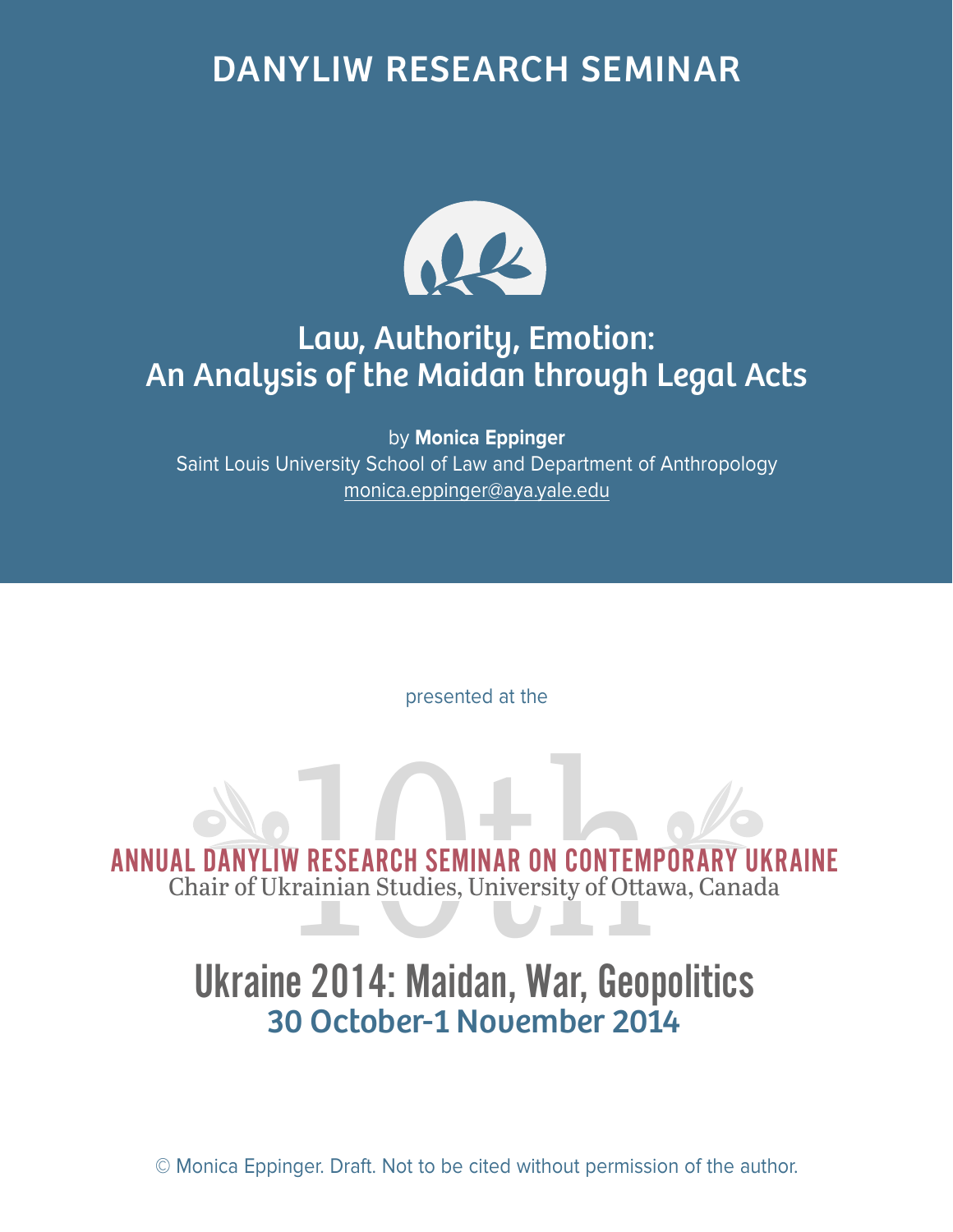# DANYLIW RESEARCH SEMINAR

## Law, Authority, Emotion: An Analysis of the Maidan through Legal Acts

by **Monica Eppinger**
Saint Louis University School of Law and Department of Anthropology
monica.eppinger@aya.yale.edu

presented at the

10th

ANNUAL DANYLIW RESEARCH SEMINAR ON CONTEMPORARY UKRAINE
Chair of Ukrainian Studies, University of Ottawa, Canada

## Ukraine 2014: Maidan, War, Geopolitics
**30 October-1 November 2014**

© Monica Eppinger. Draft. Not to be cited without permission of the author.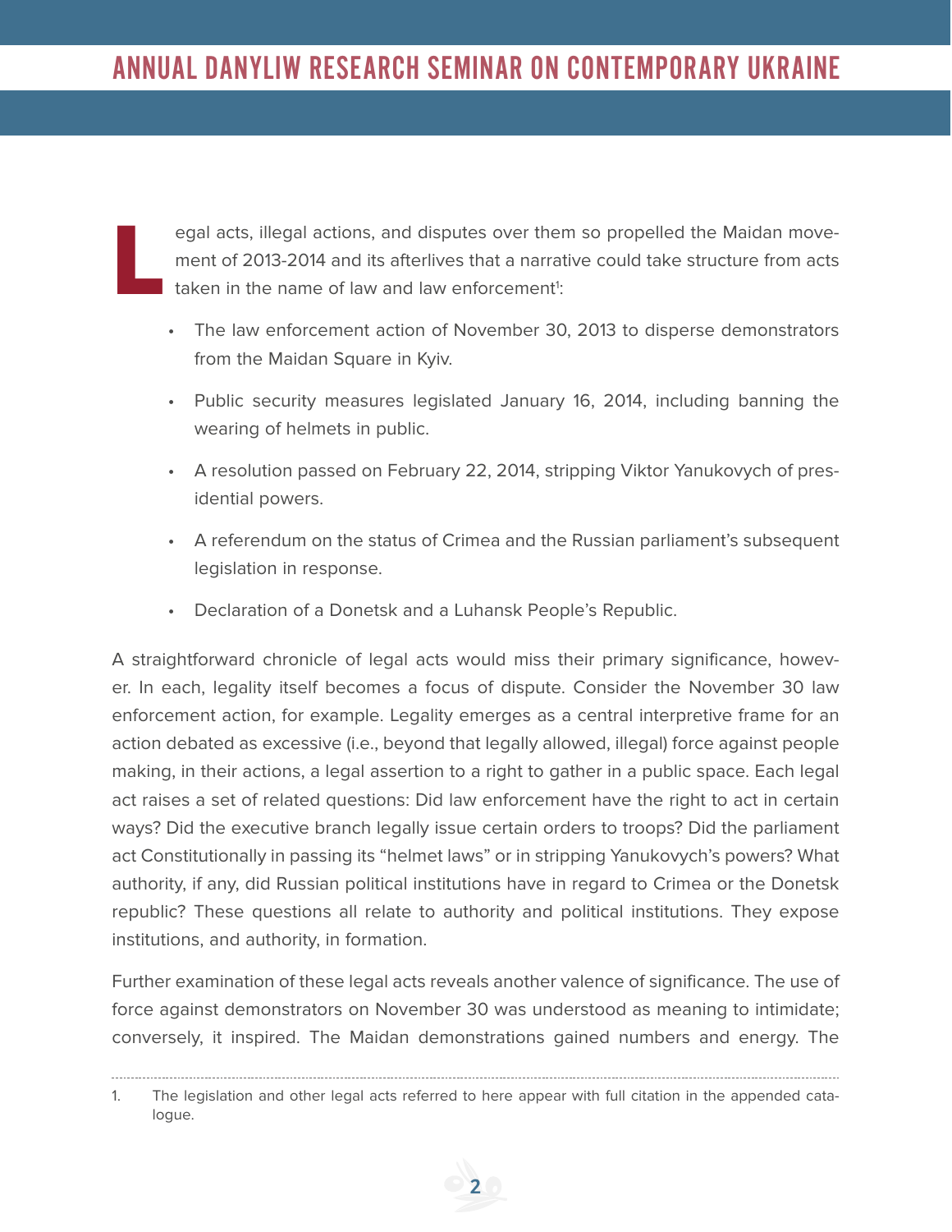Legal acts, illegal actions, and disputes over them so propelled the Maidan movement of 2013-2014 and its afterlives that a narrative could take structure from acts taken in the name of law and law enforcement[1]:

- The law enforcement action of November 30, 2013 to disperse demonstrators from the Maidan Square in Kyiv.
- Public security measures legislated January 16, 2014, including banning the wearing of helmets in public.
- A resolution passed on February 22, 2014, stripping Viktor Yanukovych of presidential powers.
- A referendum on the status of Crimea and the Russian parliament's subsequent legislation in response.
- Declaration of a Donetsk and a Luhansk People's Republic.

A straightforward chronicle of legal acts would miss their primary significance, however. In each, legality itself becomes a focus of dispute. Consider the November 30 law enforcement action, for example. Legality emerges as a central interpretive frame for an action debated as excessive (i.e., beyond that legally allowed, illegal) force against people making, in their actions, a legal assertion to a right to gather in a public space. Each legal act raises a set of related questions: Did law enforcement have the right to act in certain ways? Did the executive branch legally issue certain orders to troops? Did the parliament act Constitutionally in passing its "helmet laws" or in stripping Yanukovych's powers? What authority, if any, did Russian political institutions have in regard to Crimea or the Donetsk republic? These questions all relate to authority and political institutions. They expose institutions, and authority, in formation.

Further examination of these legal acts reveals another valence of significance. The use of force against demonstrators on November 30 was understood as meaning to intimidate; conversely, it inspired. The Maidan demonstrations gained numbers and energy. The

---

1. The legislation and other legal acts referred to here appear with full citation in the appended catalogue.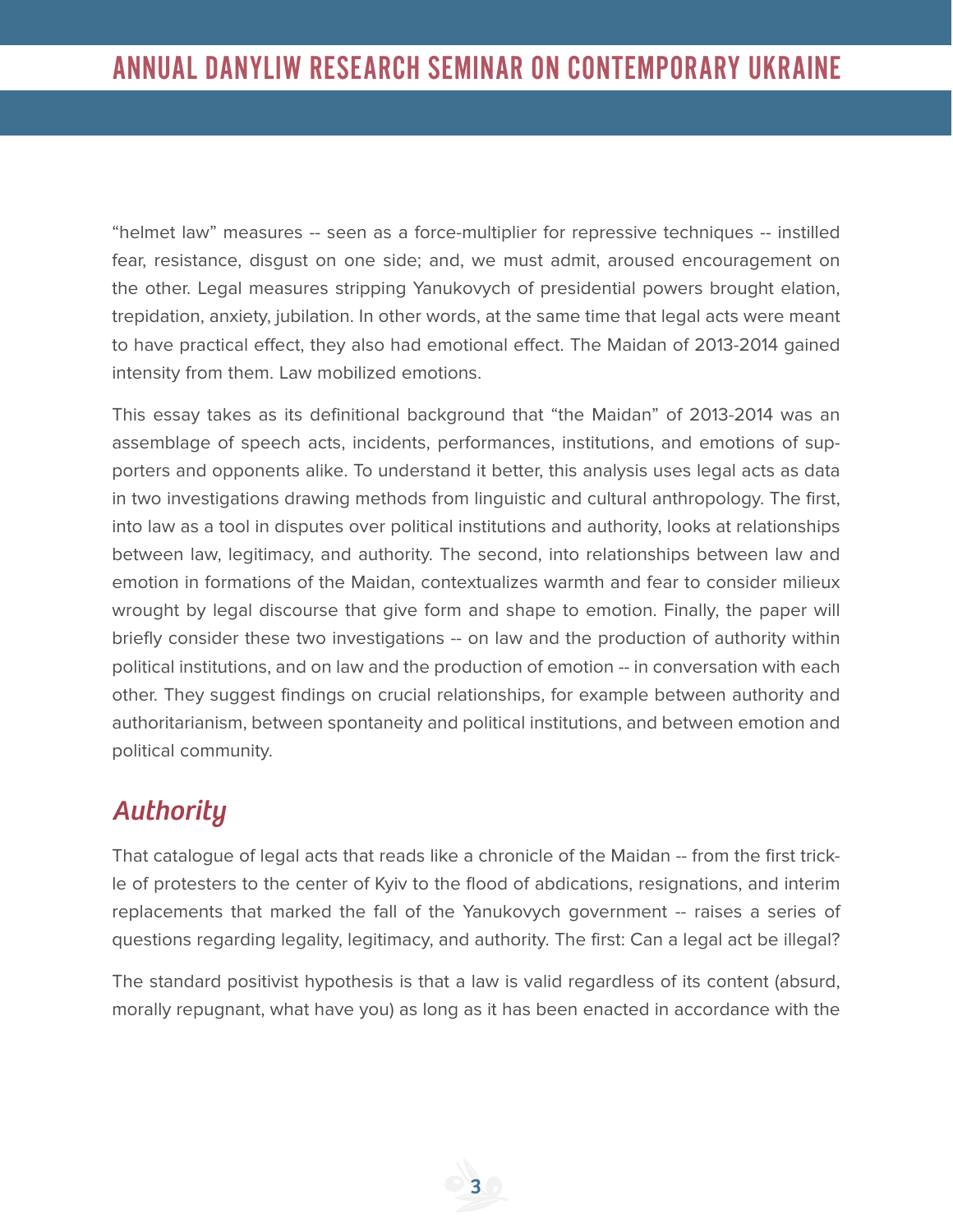"helmet law" measures -- seen as a force-multiplier for repressive techniques -- instilled fear, resistance, disgust on one side; and, we must admit, aroused encouragement on the other. Legal measures stripping Yanukovych of presidential powers brought elation, trepidation, anxiety, jubilation. In other words, at the same time that legal acts were meant to have practical effect, they also had emotional effect. The Maidan of 2013-2014 gained intensity from them. Law mobilized emotions.

This essay takes as its definitional background that "the Maidan" of 2013-2014 was an assemblage of speech acts, incidents, performances, institutions, and emotions of supporters and opponents alike. To understand it better, this analysis uses legal acts as data in two investigations drawing methods from linguistic and cultural anthropology. The first, into law as a tool in disputes over political institutions and authority, looks at relationships between law, legitimacy, and authority. The second, into relationships between law and emotion in formations of the Maidan, contextualizes warmth and fear to consider milieux wrought by legal discourse that give form and shape to emotion. Finally, the paper will briefly consider these two investigations -- on law and the production of authority within political institutions, and on law and the production of emotion -- in conversation with each other. They suggest findings on crucial relationships, for example between authority and authoritarianism, between spontaneity and political institutions, and between emotion and political community.

## *Authority*

That catalogue of legal acts that reads like a chronicle of the Maidan -- from the first trickle of protesters to the center of Kyiv to the flood of abdications, resignations, and interim replacements that marked the fall of the Yanukovych government -- raises a series of questions regarding legality, legitimacy, and authority. The first: Can a legal act be illegal?

The standard positivist hypothesis is that a law is valid regardless of its content (absurd, morally repugnant, what have you) as long as it has been enacted in accordance with the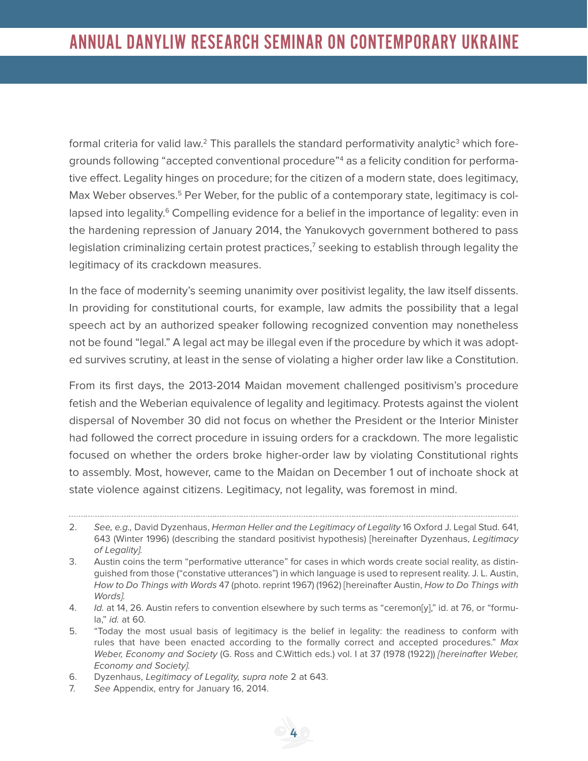formal criteria for valid law.[2] This parallels the standard performativity analytic[3] which foregrounds following "accepted conventional procedure"[4] as a felicity condition for performative effect. Legality hinges on procedure; for the citizen of a modern state, does legitimacy, Max Weber observes.[5] Per Weber, for the public of a contemporary state, legitimacy is collapsed into legality.[6] Compelling evidence for a belief in the importance of legality: even in the hardening repression of January 2014, the Yanukovych government bothered to pass legislation criminalizing certain protest practices,[7] seeking to establish through legality the legitimacy of its crackdown measures.

In the face of modernity's seeming unanimity over positivist legality, the law itself dissents. In providing for constitutional courts, for example, law admits the possibility that a legal speech act by an authorized speaker following recognized convention may nonetheless not be found "legal." A legal act may be illegal even if the procedure by which it was adopted survives scrutiny, at least in the sense of violating a higher order law like a Constitution.

From its first days, the 2013-2014 Maidan movement challenged positivism's procedure fetish and the Weberian equivalence of legality and legitimacy. Protests against the violent dispersal of November 30 did not focus on whether the President or the Interior Minister had followed the correct procedure in issuing orders for a crackdown. The more legalistic focused on whether the orders broke higher-order law by violating Constitutional rights to assembly. Most, however, came to the Maidan on December 1 out of inchoate shock at state violence against citizens. Legitimacy, not legality, was foremost in mind.

---

2. *See, e.g.,* David Dyzenhaus, *Herman Heller and the Legitimacy of Legality* 16 Oxford J. Legal Stud. 641, 643 (Winter 1996) (describing the standard positivist hypothesis) [hereinafter Dyzenhaus, *Legitimacy of Legality*].
3. Austin coins the term "performative utterance" for cases in which words create social reality, as distinguished from those ("constative utterances") in which language is used to represent reality. J. L. Austin, *How to Do Things with Words* 47 (photo. reprint 1967) (1962) [hereinafter Austin, *How to Do Things with Words*].
4. *Id.* at 14, 26. Austin refers to convention elsewhere by such terms as "ceremon[y]," id. at 76, or "formula," *id.* at 60.
5. "Today the most usual basis of legitimacy is the belief in legality: the readiness to conform with rules that have been enacted according to the formally correct and accepted procedures." *Max Weber, Economy and Society* (G. Ross and C.Wittich eds.) vol. I at 37 (1978 (1922)) *[hereinafter Weber, Economy and Society].*
6. Dyzenhaus, *Legitimacy of Legality, supra note* 2 at 643.
7. *See* Appendix, entry for January 16, 2014.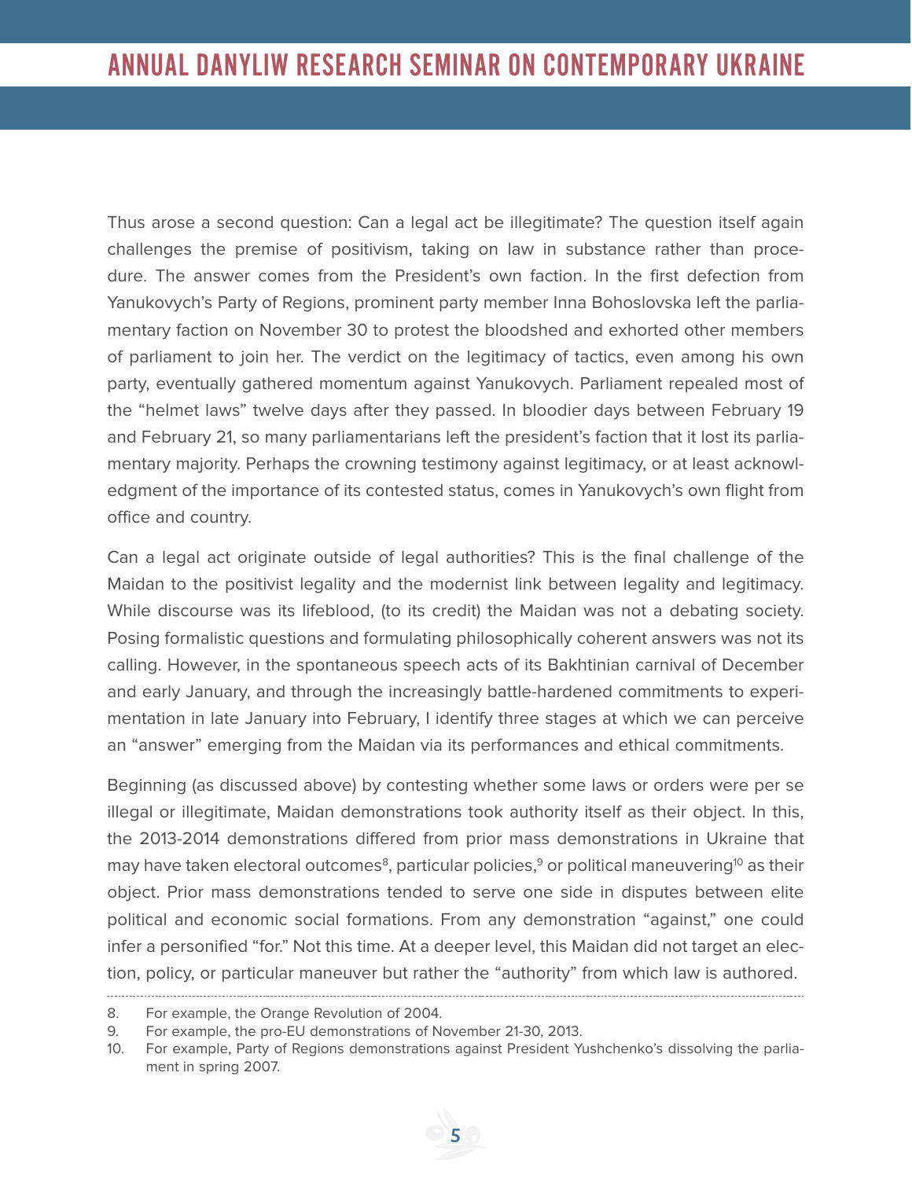Thus arose a second question: Can a legal act be illegitimate? The question itself again challenges the premise of positivism, taking on law in substance rather than procedure. The answer comes from the President's own faction. In the first defection from Yanukovych's Party of Regions, prominent party member Inna Bohoslovska left the parliamentary faction on November 30 to protest the bloodshed and exhorted other members of parliament to join her. The verdict on the legitimacy of tactics, even among his own party, eventually gathered momentum against Yanukovych. Parliament repealed most of the "helmet laws" twelve days after they passed. In bloodier days between February 19 and February 21, so many parliamentarians left the president's faction that it lost its parliamentary majority. Perhaps the crowning testimony against legitimacy, or at least acknowledgment of the importance of its contested status, comes in Yanukovych's own flight from office and country.

Can a legal act originate outside of legal authorities? This is the final challenge of the Maidan to the positivist legality and the modernist link between legality and legitimacy. While discourse was its lifeblood, (to its credit) the Maidan was not a debating society. Posing formalistic questions and formulating philosophically coherent answers was not its calling. However, in the spontaneous speech acts of its Bakhtinian carnival of December and early January, and through the increasingly battle-hardened commitments to experimentation in late January into February, I identify three stages at which we can perceive an "answer" emerging from the Maidan via its performances and ethical commitments.

Beginning (as discussed above) by contesting whether some laws or orders were per se illegal or illegitimate, Maidan demonstrations took authority itself as their object. In this, the 2013-2014 demonstrations differed from prior mass demonstrations in Ukraine that may have taken electoral outcomes[8], particular policies,[9] or political maneuvering[10] as their object. Prior mass demonstrations tended to serve one side in disputes between elite political and economic social formations. From any demonstration "against," one could infer a personified "for." Not this time. At a deeper level, this Maidan did not target an election, policy, or particular maneuver but rather the "authority" from which law is authored.

---

8. For example, the Orange Revolution of 2004.
9. For example, the pro-EU demonstrations of November 21-30, 2013.
10. For example, Party of Regions demonstrations against President Yushchenko's dissolving the parliament in spring 2007.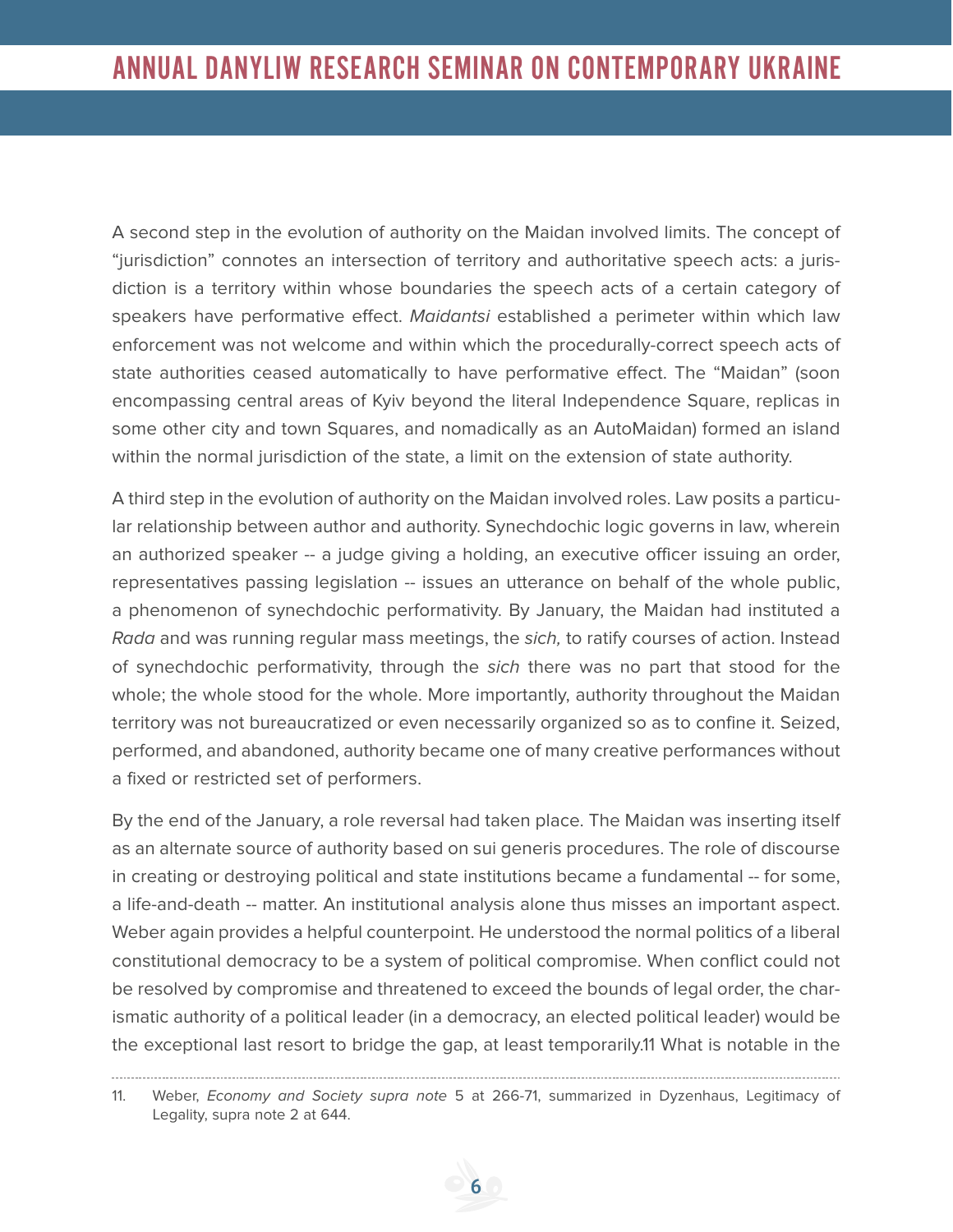A second step in the evolution of authority on the Maidan involved limits. The concept of "jurisdiction" connotes an intersection of territory and authoritative speech acts: a jurisdiction is a territory within whose boundaries the speech acts of a certain category of speakers have performative effect. *Maidantsi* established a perimeter within which law enforcement was not welcome and within which the procedurally-correct speech acts of state authorities ceased automatically to have performative effect. The "Maidan" (soon encompassing central areas of Kyiv beyond the literal Independence Square, replicas in some other city and town Squares, and nomadically as an AutoMaidan) formed an island within the normal jurisdiction of the state, a limit on the extension of state authority.

A third step in the evolution of authority on the Maidan involved roles. Law posits a particular relationship between author and authority. Synechdochic logic governs in law, wherein an authorized speaker -- a judge giving a holding, an executive officer issuing an order, representatives passing legislation -- issues an utterance on behalf of the whole public, a phenomenon of synechdochic performativity. By January, the Maidan had instituted a *Rada* and was running regular mass meetings, the *sich,* to ratify courses of action. Instead of synechdochic performativity, through the *sich* there was no part that stood for the whole; the whole stood for the whole. More importantly, authority throughout the Maidan territory was not bureaucratized or even necessarily organized so as to confine it. Seized, performed, and abandoned, authority became one of many creative performances without a fixed or restricted set of performers.

By the end of the January, a role reversal had taken place. The Maidan was inserting itself as an alternate source of authority based on sui generis procedures. The role of discourse in creating or destroying political and state institutions became a fundamental -- for some, a life-and-death -- matter. An institutional analysis alone thus misses an important aspect. Weber again provides a helpful counterpoint. He understood the normal politics of a liberal constitutional democracy to be a system of political compromise. When conflict could not be resolved by compromise and threatened to exceed the bounds of legal order, the charismatic authority of a political leader (in a democracy, an elected political leader) would be the exceptional last resort to bridge the gap, at least temporarily.[11] What is notable in the

---

11. Weber, *Economy and Society supra note* 5 at 266-71, summarized in Dyzenhaus, Legitimacy of Legality, supra note 2 at 644.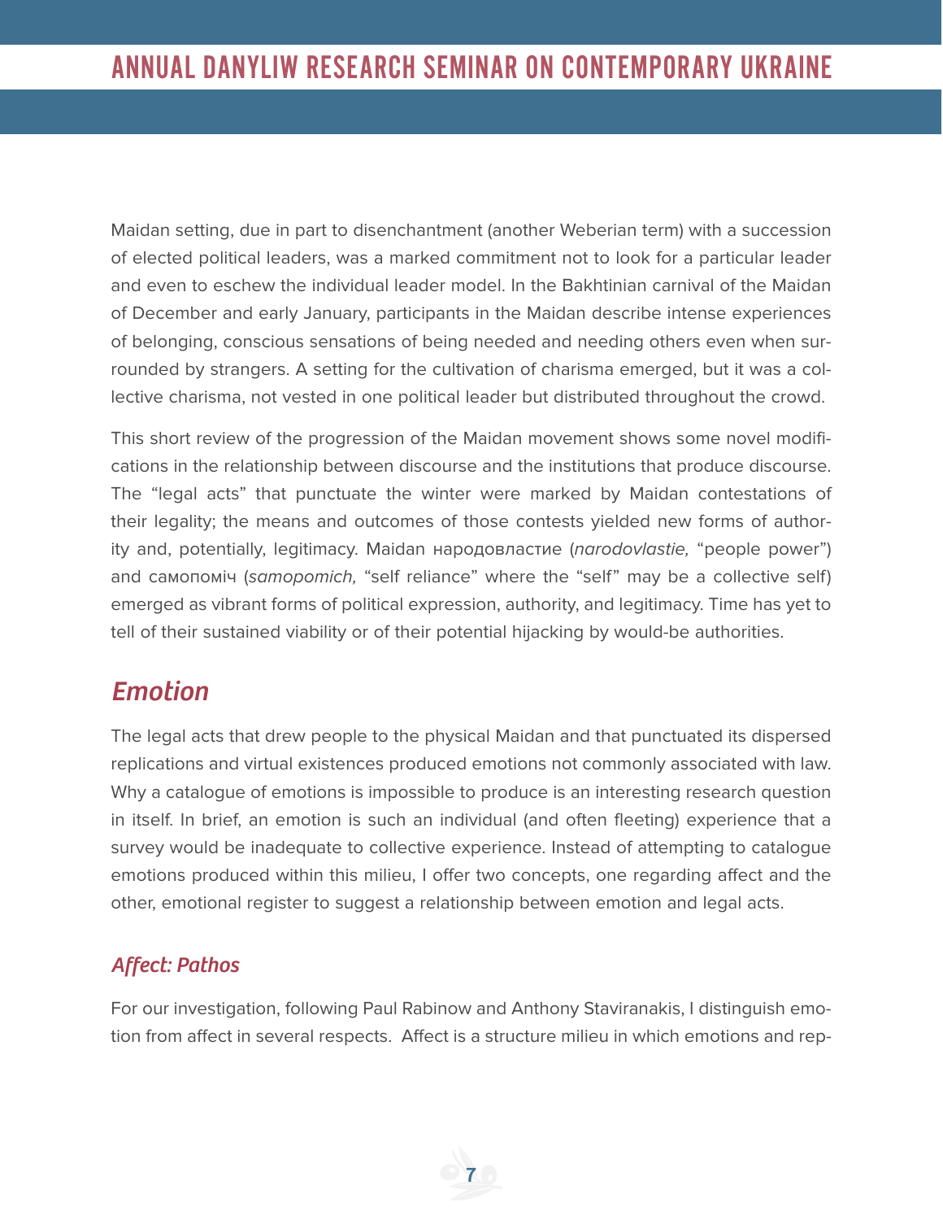Maidan setting, due in part to disenchantment (another Weberian term) with a succession of elected political leaders, was a marked commitment not to look for a particular leader and even to eschew the individual leader model. In the Bakhtinian carnival of the Maidan of December and early January, participants in the Maidan describe intense experiences of belonging, conscious sensations of being needed and needing others even when surrounded by strangers. A setting for the cultivation of charisma emerged, but it was a collective charisma, not vested in one political leader but distributed throughout the crowd.

This short review of the progression of the Maidan movement shows some novel modifications in the relationship between discourse and the institutions that produce discourse. The "legal acts" that punctuate the winter were marked by Maidan contestations of their legality; the means and outcomes of those contests yielded new forms of authority and, potentially, legitimacy. Maidan народовластие (*narodovlastie,* "people power") and самопоміч (*samopomich,* "self reliance" where the "self" may be a collective self) emerged as vibrant forms of political expression, authority, and legitimacy. Time has yet to tell of their sustained viability or of their potential hijacking by would-be authorities.

## *Emotion*

The legal acts that drew people to the physical Maidan and that punctuated its dispersed replications and virtual existences produced emotions not commonly associated with law. Why a catalogue of emotions is impossible to produce is an interesting research question in itself. In brief, an emotion is such an individual (and often fleeting) experience that a survey would be inadequate to collective experience. Instead of attempting to catalogue emotions produced within this milieu, I offer two concepts, one regarding affect and the other, emotional register to suggest a relationship between emotion and legal acts.

### *Affect: Pathos*

For our investigation, following Paul Rabinow and Anthony Staviranakis, I distinguish emotion from affect in several respects. Affect is a structure milieu in which emotions and rep-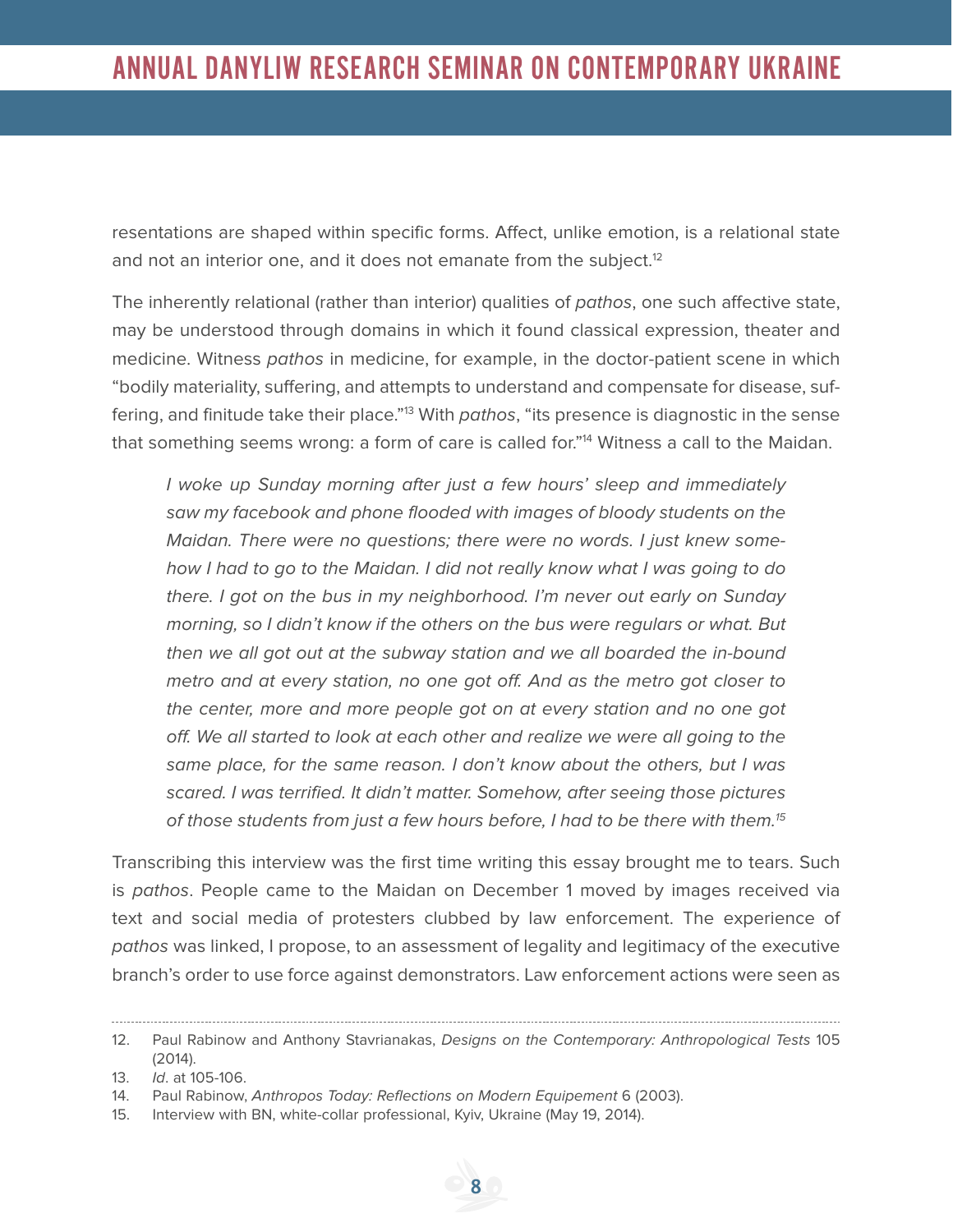resentations are shaped within specific forms. Affect, unlike emotion, is a relational state and not an interior one, and it does not emanate from the subject.[12]

The inherently relational (rather than interior) qualities of *pathos*, one such affective state, may be understood through domains in which it found classical expression, theater and medicine. Witness *pathos* in medicine, for example, in the doctor-patient scene in which "bodily materiality, suffering, and attempts to understand and compensate for disease, suffering, and finitude take their place."[13] With *pathos*, "its presence is diagnostic in the sense that something seems wrong: a form of care is called for."[14] Witness a call to the Maidan.

> *I woke up Sunday morning after just a few hours' sleep and immediately saw my facebook and phone flooded with images of bloody students on the Maidan. There were no questions; there were no words. I just knew somehow I had to go to the Maidan. I did not really know what I was going to do there. I got on the bus in my neighborhood. I'm never out early on Sunday morning, so I didn't know if the others on the bus were regulars or what. But then we all got out at the subway station and we all boarded the in-bound metro and at every station, no one got off. And as the metro got closer to the center, more and more people got on at every station and no one got off. We all started to look at each other and realize we were all going to the same place, for the same reason. I don't know about the others, but I was scared. I was terrified. It didn't matter. Somehow, after seeing those pictures of those students from just a few hours before, I had to be there with them.*[15]

Transcribing this interview was the first time writing this essay brought me to tears. Such is *pathos*. People came to the Maidan on December 1 moved by images received via text and social media of protesters clubbed by law enforcement. The experience of *pathos* was linked, I propose, to an assessment of legality and legitimacy of the executive branch's order to use force against demonstrators. Law enforcement actions were seen as

---

12. Paul Rabinow and Anthony Stavrianakas, *Designs on the Contemporary: Anthropological Tests* 105 (2014).
13. *Id*. at 105-106.
14. Paul Rabinow, *Anthropos Today: Reflections on Modern Equipement* 6 (2003).
15. Interview with BN, white-collar professional, Kyiv, Ukraine (May 19, 2014).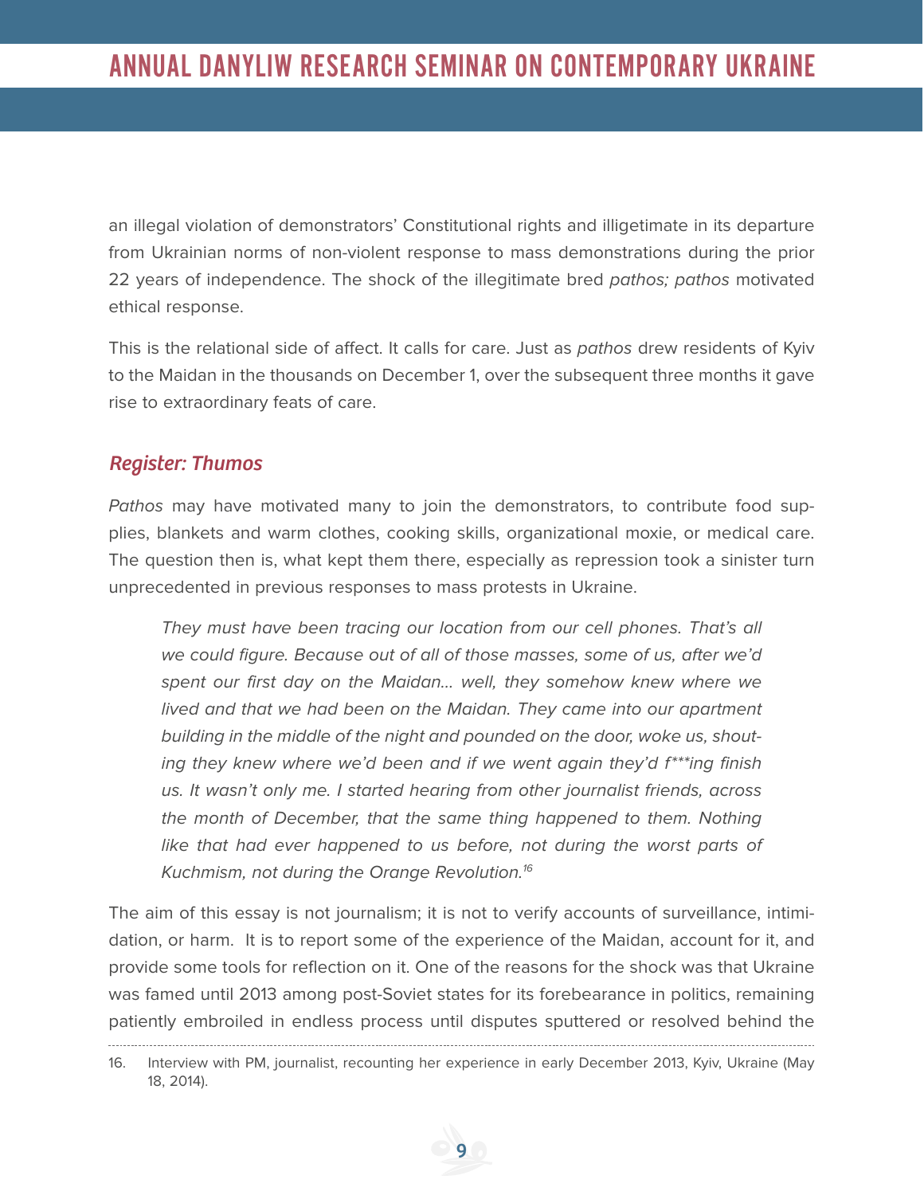an illegal violation of demonstrators' Constitutional rights and illigetimate in its departure from Ukrainian norms of non-violent response to mass demonstrations during the prior 22 years of independence. The shock of the illegitimate bred *pathos; pathos* motivated ethical response.

This is the relational side of affect. It calls for care. Just as *pathos* drew residents of Kyiv to the Maidan in the thousands on December 1, over the subsequent three months it gave rise to extraordinary feats of care.

## *Register: Thumos*

*Pathos* may have motivated many to join the demonstrators, to contribute food supplies, blankets and warm clothes, cooking skills, organizational moxie, or medical care. The question then is, what kept them there, especially as repression took a sinister turn unprecedented in previous responses to mass protests in Ukraine.

> *They must have been tracing our location from our cell phones. That's all we could figure. Because out of all of those masses, some of us, after we'd spent our first day on the Maidan… well, they somehow knew where we lived and that we had been on the Maidan. They came into our apartment building in the middle of the night and pounded on the door, woke us, shouting they knew where we'd been and if we went again they'd f***ing finish us. It wasn't only me. I started hearing from other journalist friends, across the month of December, that the same thing happened to them. Nothing like that had ever happened to us before, not during the worst parts of Kuchmism, not during the Orange Revolution.*[16]

The aim of this essay is not journalism; it is not to verify accounts of surveillance, intimidation, or harm. It is to report some of the experience of the Maidan, account for it, and provide some tools for reflection on it. One of the reasons for the shock was that Ukraine was famed until 2013 among post-Soviet states for its forebearance in politics, remaining patiently embroiled in endless process until disputes sputtered or resolved behind the

---

16. Interview with PM, journalist, recounting her experience in early December 2013, Kyiv, Ukraine (May 18, 2014).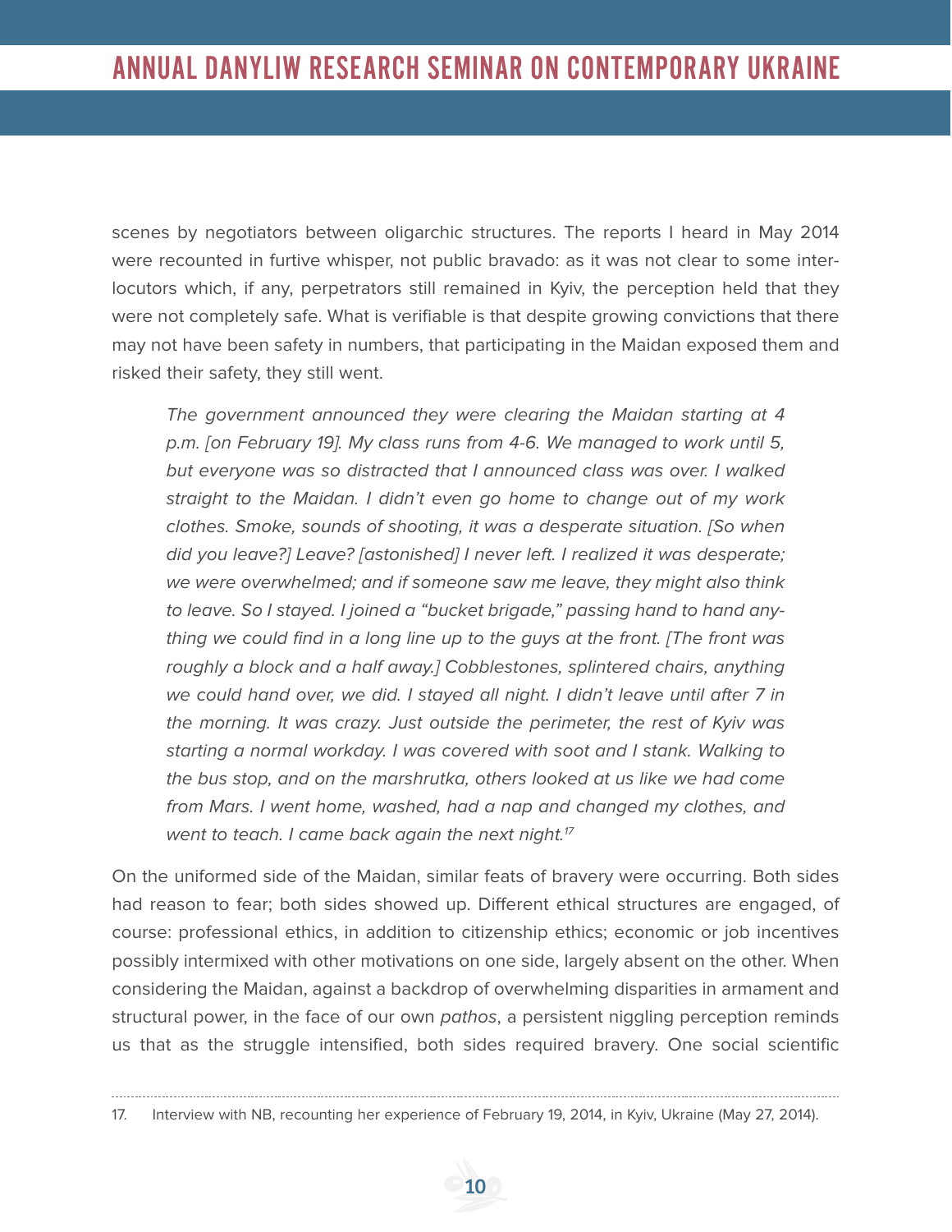scenes by negotiators between oligarchic structures. The reports I heard in May 2014 were recounted in furtive whisper, not public bravado: as it was not clear to some interlocutors which, if any, perpetrators still remained in Kyiv, the perception held that they were not completely safe. What is verifiable is that despite growing convictions that there may not have been safety in numbers, that participating in the Maidan exposed them and risked their safety, they still went.

> *The government announced they were clearing the Maidan starting at 4 p.m. [on February 19]. My class runs from 4-6. We managed to work until 5, but everyone was so distracted that I announced class was over. I walked straight to the Maidan. I didn't even go home to change out of my work clothes. Smoke, sounds of shooting, it was a desperate situation. [So when did you leave?] Leave? [astonished] I never left. I realized it was desperate; we were overwhelmed; and if someone saw me leave, they might also think to leave. So I stayed. I joined a "bucket brigade," passing hand to hand anything we could find in a long line up to the guys at the front. [The front was roughly a block and a half away.] Cobblestones, splintered chairs, anything we could hand over, we did. I stayed all night. I didn't leave until after 7 in the morning. It was crazy. Just outside the perimeter, the rest of Kyiv was starting a normal workday. I was covered with soot and I stank. Walking to the bus stop, and on the marshrutka, others looked at us like we had come from Mars. I went home, washed, had a nap and changed my clothes, and went to teach. I came back again the next night.*[17]

On the uniformed side of the Maidan, similar feats of bravery were occurring. Both sides had reason to fear; both sides showed up. Different ethical structures are engaged, of course: professional ethics, in addition to citizenship ethics; economic or job incentives possibly intermixed with other motivations on one side, largely absent on the other. When considering the Maidan, against a backdrop of overwhelming disparities in armament and structural power, in the face of our own *pathos*, a persistent niggling perception reminds us that as the struggle intensified, both sides required bravery. One social scientific

---

17. Interview with NB, recounting her experience of February 19, 2014, in Kyiv, Ukraine (May 27, 2014).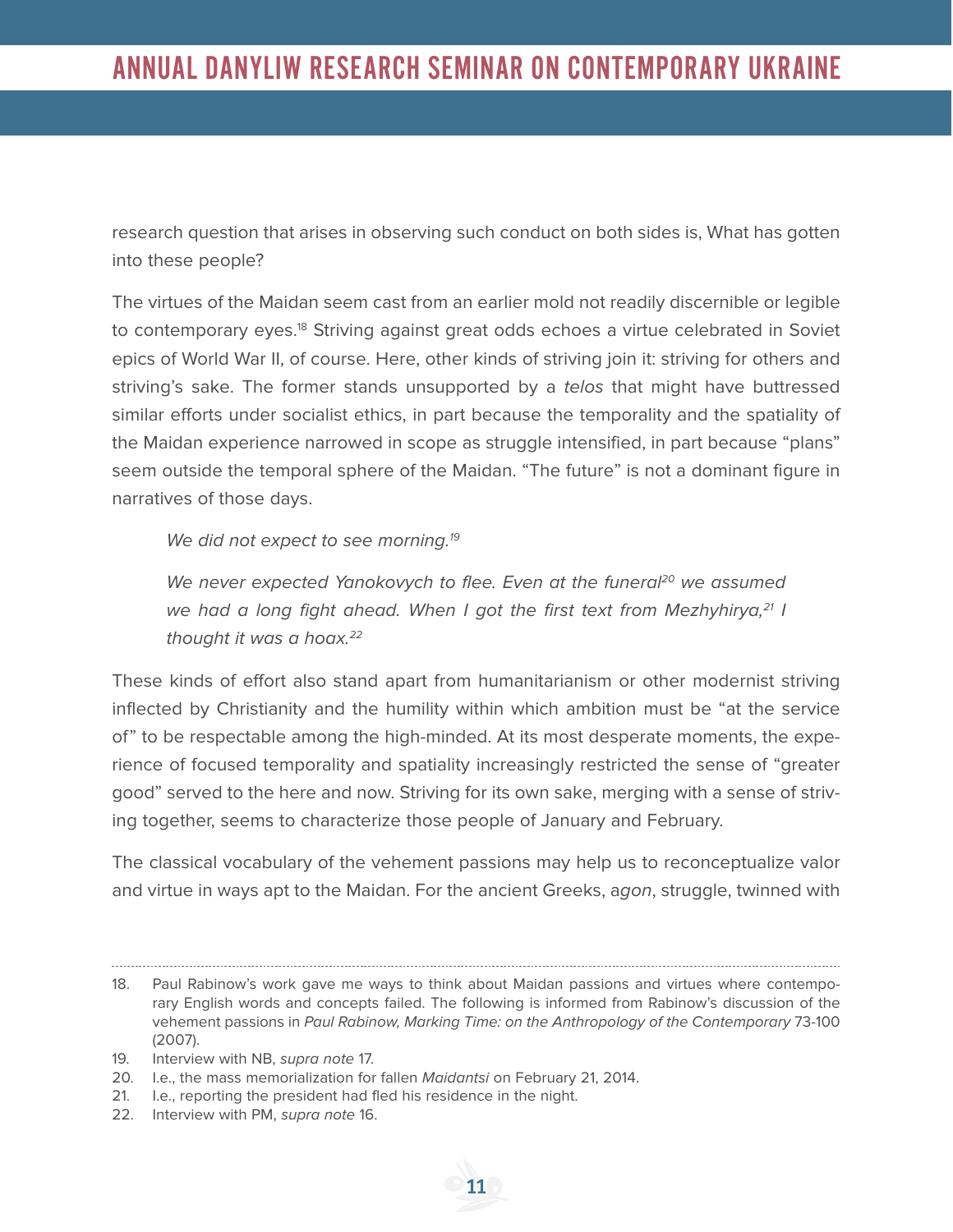research question that arises in observing such conduct on both sides is, What has gotten into these people?

The virtues of the Maidan seem cast from an earlier mold not readily discernible or legible to contemporary eyes.[18] Striving against great odds echoes a virtue celebrated in Soviet epics of World War II, of course. Here, other kinds of striving join it: striving for others and striving's sake. The former stands unsupported by a *telos* that might have buttressed similar efforts under socialist ethics, in part because the temporality and the spatiality of the Maidan experience narrowed in scope as struggle intensified, in part because "plans" seem outside the temporal sphere of the Maidan. "The future" is not a dominant figure in narratives of those days.

> *We did not expect to see morning.*[19]
>
> *We never expected Yanokovych to flee. Even at the funeral*[20] *we assumed we had a long fight ahead. When I got the first text from Mezhyhirya,*[21] *I thought it was a hoax.*[22]

These kinds of effort also stand apart from humanitarianism or other modernist striving inflected by Christianity and the humility within which ambition must be "at the service of" to be respectable among the high-minded. At its most desperate moments, the experience of focused temporality and spatiality increasingly restricted the sense of "greater good" served to the here and now. Striving for its own sake, merging with a sense of striving together, seems to characterize those people of January and February.

The classical vocabulary of the vehement passions may help us to reconceptualize valor and virtue in ways apt to the Maidan. For the ancient Greeks, a*gon*, struggle, twinned with

---

18. Paul Rabinow's work gave me ways to think about Maidan passions and virtues where contemporary English words and concepts failed. The following is informed from Rabinow's discussion of the vehement passions in *Paul Rabinow, Marking Time: on the Anthropology of the Contemporary* 73-100 (2007).
19. Interview with NB, *supra note* 17.
20. I.e., the mass memorialization for fallen *Maidantsi* on February 21, 2014.
21. I.e., reporting the president had fled his residence in the night.
22. Interview with PM, *supra note* 16.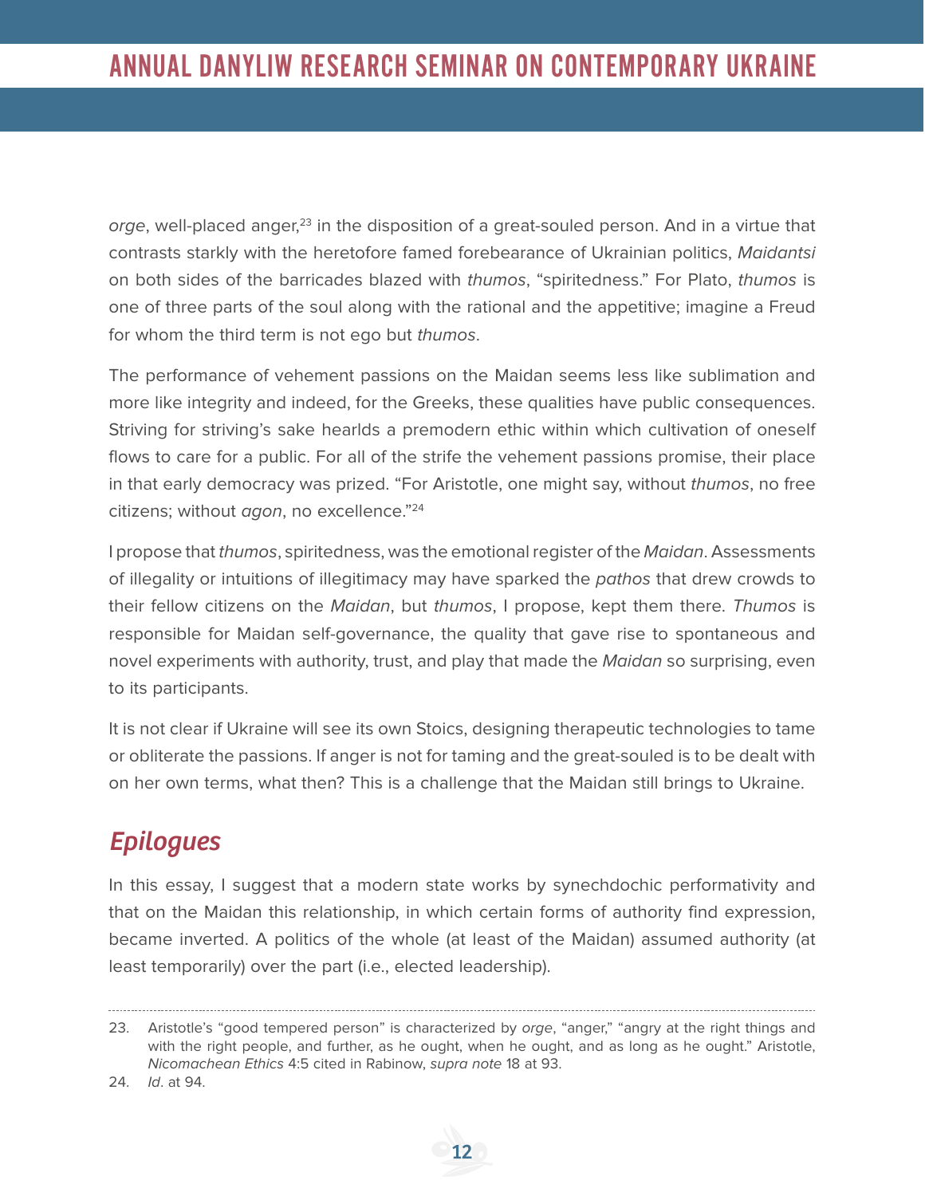*orge*, well-placed anger,[23] in the disposition of a great-souled person. And in a virtue that contrasts starkly with the heretofore famed forebearance of Ukrainian politics, *Maidantsi* on both sides of the barricades blazed with *thumos*, "spiritedness." For Plato, *thumos* is one of three parts of the soul along with the rational and the appetitive; imagine a Freud for whom the third term is not ego but *thumos*.

The performance of vehement passions on the Maidan seems less like sublimation and more like integrity and indeed, for the Greeks, these qualities have public consequences. Striving for striving's sake hearlds a premodern ethic within which cultivation of oneself flows to care for a public. For all of the strife the vehement passions promise, their place in that early democracy was prized. "For Aristotle, one might say, without *thumos*, no free citizens; without *agon*, no excellence."[24]

I propose that *thumos*, spiritedness, was the emotional register of the *Maidan*. Assessments of illegality or intuitions of illegitimacy may have sparked the *pathos* that drew crowds to their fellow citizens on the *Maidan*, but *thumos*, I propose, kept them there. *Thumos* is responsible for Maidan self-governance, the quality that gave rise to spontaneous and novel experiments with authority, trust, and play that made the *Maidan* so surprising, even to its participants.

It is not clear if Ukraine will see its own Stoics, designing therapeutic technologies to tame or obliterate the passions. If anger is not for taming and the great-souled is to be dealt with on her own terms, what then? This is a challenge that the Maidan still brings to Ukraine.

## *Epilogues*

In this essay, I suggest that a modern state works by synechdochic performativity and that on the Maidan this relationship, in which certain forms of authority find expression, became inverted. A politics of the whole (at least of the Maidan) assumed authority (at least temporarily) over the part (i.e., elected leadership).

---

23. Aristotle's "good tempered person" is characterized by *orge*, "anger," "angry at the right things and with the right people, and further, as he ought, when he ought, and as long as he ought." Aristotle, *Nicomachean Ethics* 4:5 cited in Rabinow, *supra note* 18 at 93.

24. *Id*. at 94.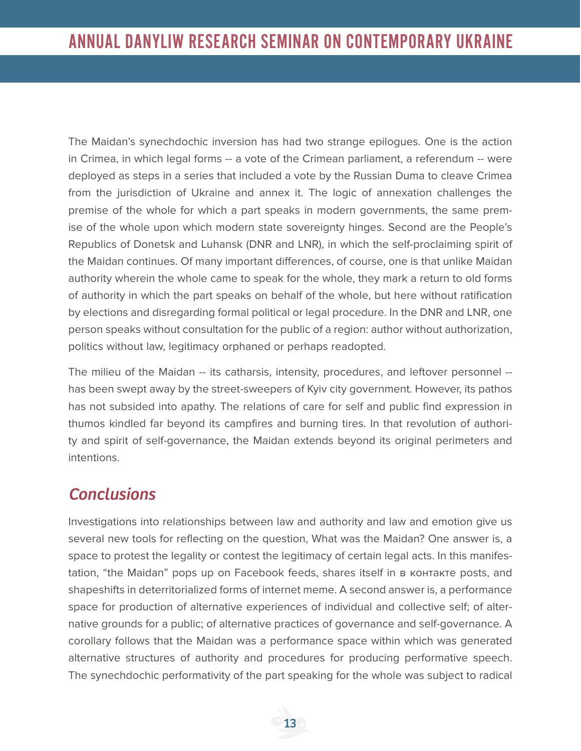The Maidan's synechdochic inversion has had two strange epilogues. One is the action in Crimea, in which legal forms -- a vote of the Crimean parliament, a referendum -- were deployed as steps in a series that included a vote by the Russian Duma to cleave Crimea from the jurisdiction of Ukraine and annex it. The logic of annexation challenges the premise of the whole for which a part speaks in modern governments, the same premise of the whole upon which modern state sovereignty hinges. Second are the People's Republics of Donetsk and Luhansk (DNR and LNR), in which the self-proclaiming spirit of the Maidan continues. Of many important differences, of course, one is that unlike Maidan authority wherein the whole came to speak for the whole, they mark a return to old forms of authority in which the part speaks on behalf of the whole, but here without ratification by elections and disregarding formal political or legal procedure. In the DNR and LNR, one person speaks without consultation for the public of a region: author without authorization, politics without law, legitimacy orphaned or perhaps readopted.

The milieu of the Maidan -- its catharsis, intensity, procedures, and leftover personnel -- has been swept away by the street-sweepers of Kyiv city government. However, its pathos has not subsided into apathy. The relations of care for self and public find expression in thumos kindled far beyond its campfires and burning tires. In that revolution of authority and spirit of self-governance, the Maidan extends beyond its original perimeters and intentions.

## *Conclusions*

Investigations into relationships between law and authority and law and emotion give us several new tools for reflecting on the question, What was the Maidan? One answer is, a space to protest the legality or contest the legitimacy of certain legal acts. In this manifestation, "the Maidan" pops up on Facebook feeds, shares itself in в контакте posts, and shapeshifts in deterritorialized forms of internet meme. A second answer is, a performance space for production of alternative experiences of individual and collective self; of alternative grounds for a public; of alternative practices of governance and self-governance. A corollary follows that the Maidan was a performance space within which was generated alternative structures of authority and procedures for producing performative speech. The synechdochic performativity of the part speaking for the whole was subject to radical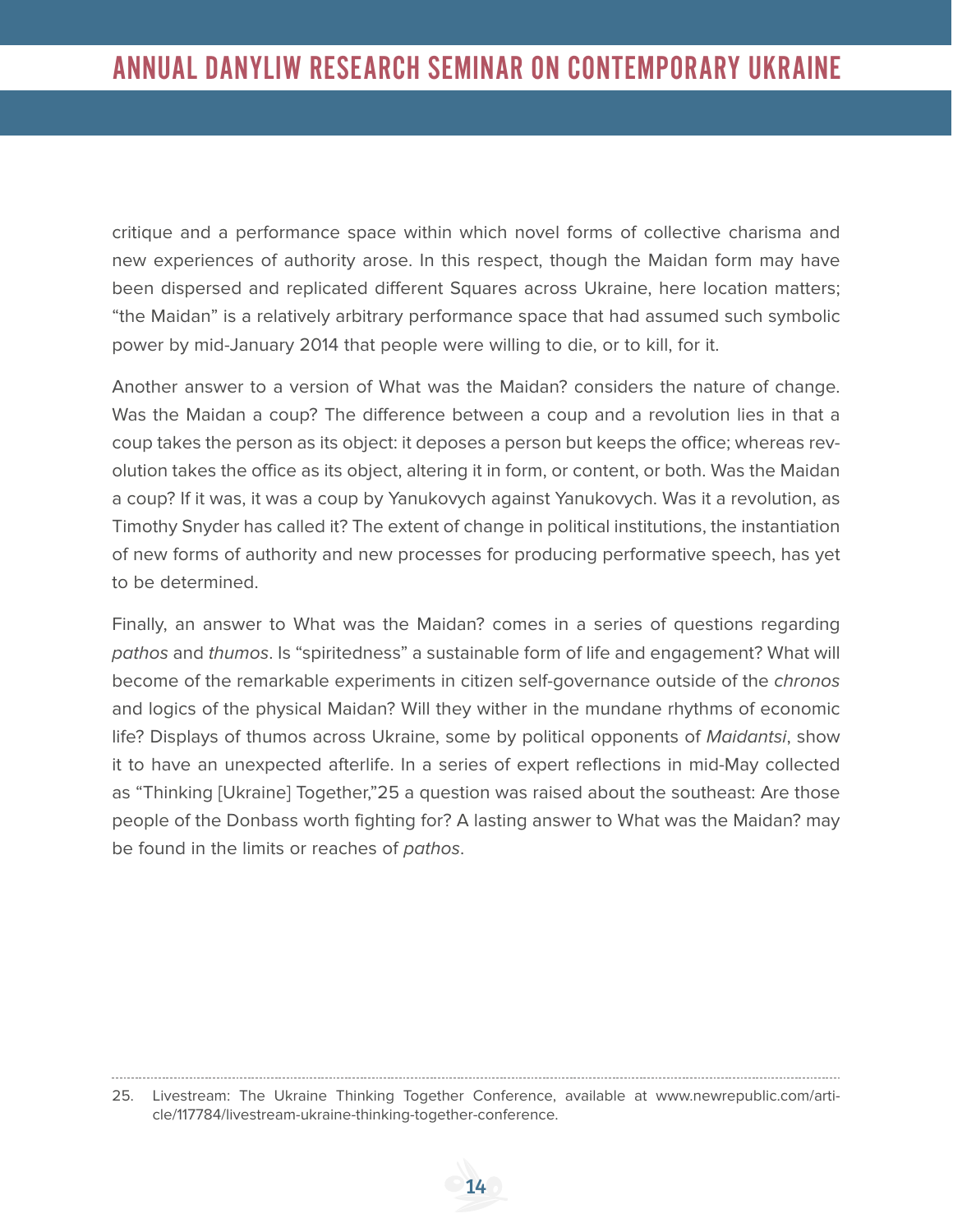critique and a performance space within which novel forms of collective charisma and new experiences of authority arose. In this respect, though the Maidan form may have been dispersed and replicated different Squares across Ukraine, here location matters; "the Maidan" is a relatively arbitrary performance space that had assumed such symbolic power by mid-January 2014 that people were willing to die, or to kill, for it.

Another answer to a version of What was the Maidan? considers the nature of change. Was the Maidan a coup? The difference between a coup and a revolution lies in that a coup takes the person as its object: it deposes a person but keeps the office; whereas revolution takes the office as its object, altering it in form, or content, or both. Was the Maidan a coup? If it was, it was a coup by Yanukovych against Yanukovych. Was it a revolution, as Timothy Snyder has called it? The extent of change in political institutions, the instantiation of new forms of authority and new processes for producing performative speech, has yet to be determined.

Finally, an answer to What was the Maidan? comes in a series of questions regarding *pathos* and *thumos*. Is "spiritedness" a sustainable form of life and engagement? What will become of the remarkable experiments in citizen self-governance outside of the *chronos* and logics of the physical Maidan? Will they wither in the mundane rhythms of economic life? Displays of thumos across Ukraine, some by political opponents of *Maidantsi*, show it to have an unexpected afterlife. In a series of expert reflections in mid-May collected as "Thinking [Ukraine] Together,"[25] a question was raised about the southeast: Are those people of the Donbass worth fighting for? A lasting answer to What was the Maidan? may be found in the limits or reaches of *pathos*.

---

25. Livestream: The Ukraine Thinking Together Conference, available at www.newrepublic.com/article/117784/livestream-ukraine-thinking-together-conference.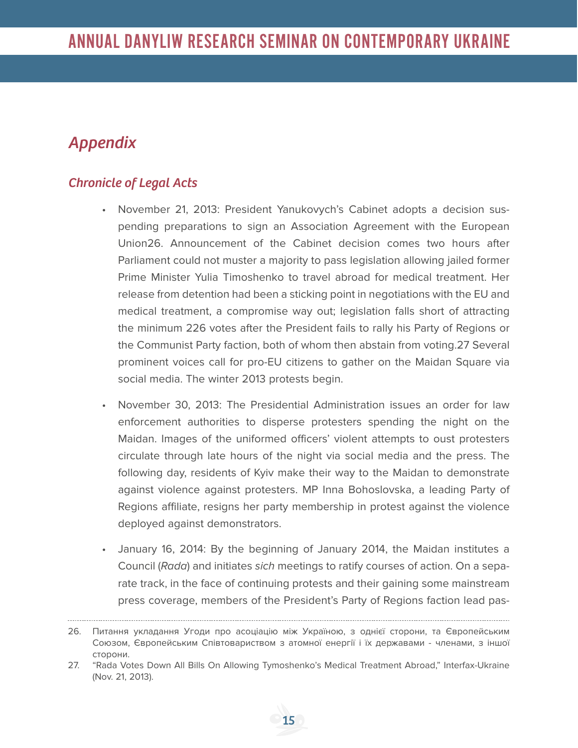## *Appendix*

### *Chronicle of Legal Acts*

- November 21, 2013: President Yanukovych's Cabinet adopts a decision suspending preparations to sign an Association Agreement with the European Union[26]. Announcement of the Cabinet decision comes two hours after Parliament could not muster a majority to pass legislation allowing jailed former Prime Minister Yulia Timoshenko to travel abroad for medical treatment. Her release from detention had been a sticking point in negotiations with the EU and medical treatment, a compromise way out; legislation falls short of attracting the minimum 226 votes after the President fails to rally his Party of Regions or the Communist Party faction, both of whom then abstain from voting.[27] Several prominent voices call for pro-EU citizens to gather on the Maidan Square via social media. The winter 2013 protests begin.

- November 30, 2013: The Presidential Administration issues an order for law enforcement authorities to disperse protesters spending the night on the Maidan. Images of the uniformed officers' violent attempts to oust protesters circulate through late hours of the night via social media and the press. The following day, residents of Kyiv make their way to the Maidan to demonstrate against violence against protesters. MP Inna Bohoslovska, a leading Party of Regions affiliate, resigns her party membership in protest against the violence deployed against demonstrators.

- January 16, 2014: By the beginning of January 2014, the Maidan institutes a Council (*Rada*) and initiates *sich* meetings to ratify courses of action. On a separate track, in the face of continuing protests and their gaining some mainstream press coverage, members of the President's Party of Regions faction lead pas-

---

26. Питання укладання Угоди про асоціацію між Україною, з однієї сторони, та Європейським Союзом, Європейським Співтовариством з атомної енергії і їх державами - членами, з іншої сторони.
27. "Rada Votes Down All Bills On Allowing Tymoshenko's Medical Treatment Abroad," Interfax-Ukraine (Nov. 21, 2013).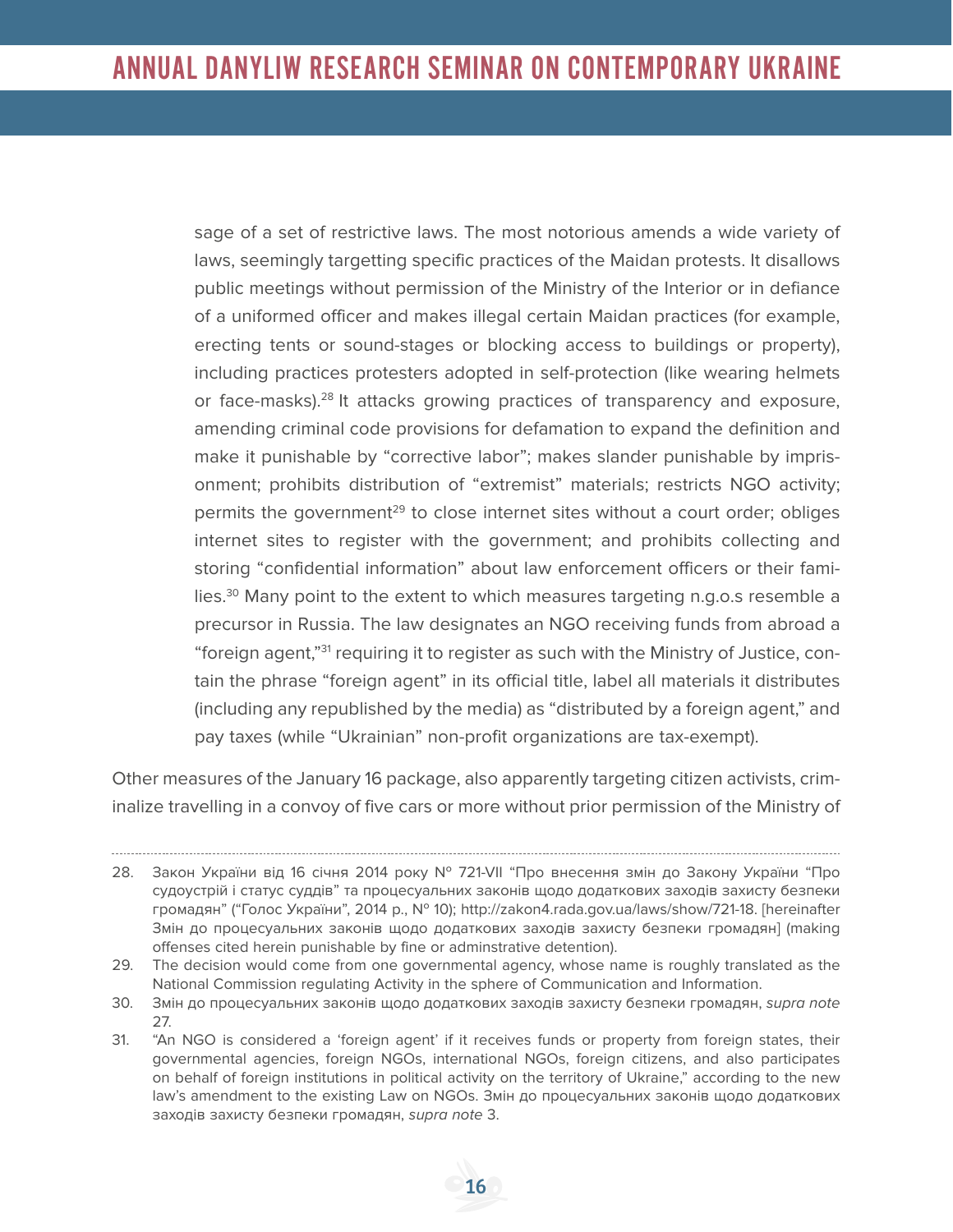sage of a set of restrictive laws. The most notorious amends a wide variety of laws, seemingly targetting specific practices of the Maidan protests. It disallows public meetings without permission of the Ministry of the Interior or in defiance of a uniformed officer and makes illegal certain Maidan practices (for example, erecting tents or sound-stages or blocking access to buildings or property), including practices protesters adopted in self-protection (like wearing helmets or face-masks).[28] It attacks growing practices of transparency and exposure, amending criminal code provisions for defamation to expand the definition and make it punishable by "corrective labor"; makes slander punishable by imprisonment; prohibits distribution of "extremist" materials; restricts NGO activity; permits the government[29] to close internet sites without a court order; obliges internet sites to register with the government; and prohibits collecting and storing "confidential information" about law enforcement officers or their families.[30] Many point to the extent to which measures targeting n.g.o.s resemble a precursor in Russia. The law designates an NGO receiving funds from abroad a "foreign agent,"[31] requiring it to register as such with the Ministry of Justice, contain the phrase "foreign agent" in its official title, label all materials it distributes (including any republished by the media) as "distributed by a foreign agent," and pay taxes (while "Ukrainian" non-profit organizations are tax-exempt).

Other measures of the January 16 package, also apparently targeting citizen activists, criminalize travelling in a convoy of five cars or more without prior permission of the Ministry of

---

28. Закон України від 16 січня 2014 року № 721-VII "Про внесення змін до Закону України "Про судоустрій і статус суддів" та процесуальних законів щодо додаткових заходів захисту безпеки громадян" ("Голос України", 2014 р., № 10); http://zakon4.rada.gov.ua/laws/show/721-18. [hereinafter Змін до процесуальних законів щодо додаткових заходів захисту безпеки громадян] (making offenses cited herein punishable by fine or adminstrative detention).
29. The decision would come from one governmental agency, whose name is roughly translated as the National Commission regulating Activity in the sphere of Communication and Information.
30. Змін до процесуальних законів щодо додаткових заходів захисту безпеки громадян, *supra note* 27.
31. "An NGO is considered a 'foreign agent' if it receives funds or property from foreign states, their governmental agencies, foreign NGOs, international NGOs, foreign citizens, and also participates on behalf of foreign institutions in political activity on the territory of Ukraine," according to the new law's amendment to the existing Law on NGOs. Змін до процесуальних законів щодо додаткових заходів захисту безпеки громадян, *supra note* 3.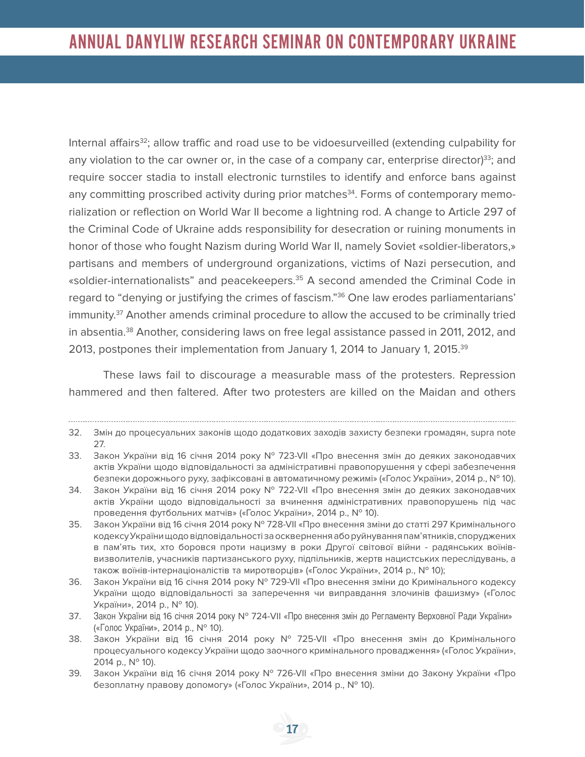Internal affairs[32]; allow traffic and road use to be vidoesurveilled (extending culpability for any violation to the car owner or, in the case of a company car, enterprise director)[33]; and require soccer stadia to install electronic turnstiles to identify and enforce bans against any committing proscribed activity during prior matches[34]. Forms of contemporary memorialization or reflection on World War II become a lightning rod. A change to Article 297 of the Criminal Code of Ukraine adds responsibility for desecration or ruining monuments in honor of those who fought Nazism during World War II, namely Soviet «soldier-liberators,» partisans and members of underground organizations, victims of Nazi persecution, and «soldier-internationalists" and peacekeepers.[35] A second amended the Criminal Code in regard to "denying or justifying the crimes of fascism."[36] One law erodes parliamentarians' immunity.[37] Another amends criminal procedure to allow the accused to be criminally tried in absentia.[38] Another, considering laws on free legal assistance passed in 2011, 2012, and 2013, postpones their implementation from January 1, 2014 to January 1, 2015.[39]

These laws fail to discourage a measurable mass of the protesters. Repression hammered and then faltered. After two protesters are killed on the Maidan and others

---

32. Змін до процесуальних законів щодо додаткових заходів захисту безпеки громадян, supra note 27.
33. Закон України від 16 січня 2014 року № 723-VII «Про внесення змін до деяких законодавчих актів України щодо відповідальності за адміністративні правопорушення у сфері забезпечення безпеки дорожнього руху, зафіксовані в автоматичному режимі» («Голос України», 2014 р., № 10).
34. Закон України від 16 січня 2014 року № 722-VII «Про внесення змін до деяких законодавчих актів України щодо відповідальності за вчинення адміністративних правопорушень під час проведення футбольних матчів» («Голос України», 2014 р., № 10).
35. Закон України від 16 січня 2014 року № 728-VII «Про внесення зміни до статті 297 Кримінального кодексу України щодо відповідальності за осквернення або руйнування пам'ятників, споруджених в пам'ять тих, хто боровся проти нацизму в роки Другої світової війни - радянських воїнів-визволителів, учасників партизанського руху, підпільників, жертв нацистських переслідувань, а також воїнів-інтернаціоналістів та миротворців» («Голос України», 2014 р., № 10);
36. Закон України від 16 січня 2014 року № 729-VII «Про внесення зміни до Кримінального кодексу України щодо відповідальності за заперечення чи виправдання злочинів фашизму» («Голос України», 2014 р., № 10).
37. Закон України від 16 січня 2014 року № 724-VII «Про внесення змін до Регламенту Верховної Ради України» («Голос України», 2014 р., № 10).
38. Закон України від 16 січня 2014 року № 725-VII «Про внесення змін до Кримінального процесуального кодексу України щодо заочного кримінального провадження» («Голос України», 2014 р., № 10).
39. Закон України від 16 січня 2014 року № 726-VII «Про внесення зміни до Закону України «Про безоплатну правову допомогу» («Голос України», 2014 р., № 10).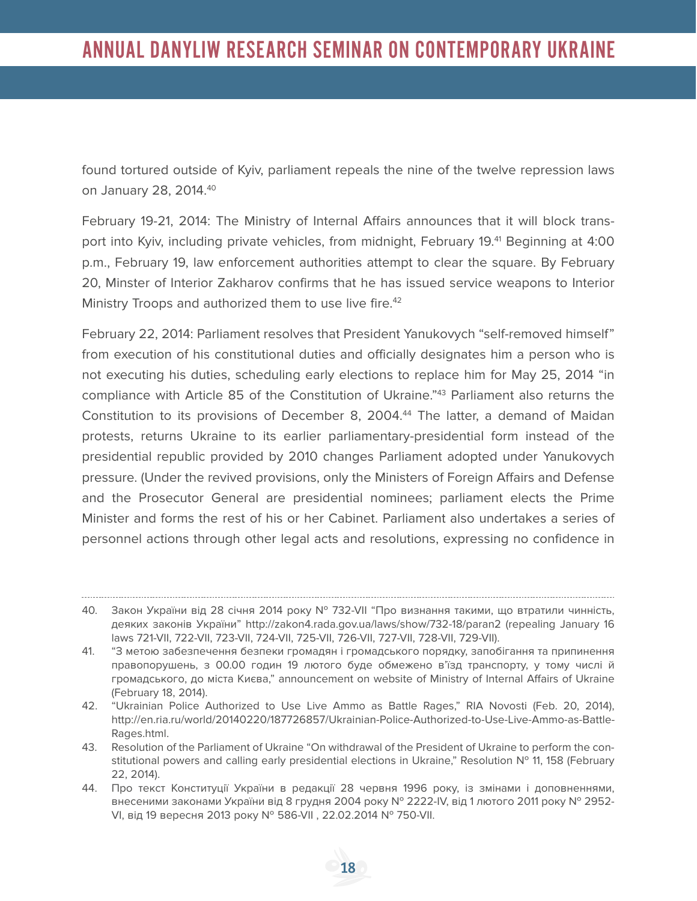found tortured outside of Kyiv, parliament repeals the nine of the twelve repression laws on January 28, 2014.[40]

February 19-21, 2014: The Ministry of Internal Affairs announces that it will block transport into Kyiv, including private vehicles, from midnight, February 19.[41] Beginning at 4:00 p.m., February 19, law enforcement authorities attempt to clear the square. By February 20, Minster of Interior Zakharov confirms that he has issued service weapons to Interior Ministry Troops and authorized them to use live fire.[42]

February 22, 2014: Parliament resolves that President Yanukovych "self-removed himself" from execution of his constitutional duties and officially designates him a person who is not executing his duties, scheduling early elections to replace him for May 25, 2014 "in compliance with Article 85 of the Constitution of Ukraine."[43] Parliament also returns the Constitution to its provisions of December 8, 2004.[44] The latter, a demand of Maidan protests, returns Ukraine to its earlier parliamentary-presidential form instead of the presidential republic provided by 2010 changes Parliament adopted under Yanukovych pressure. (Under the revived provisions, only the Ministers of Foreign Affairs and Defense and the Prosecutor General are presidential nominees; parliament elects the Prime Minister and forms the rest of his or her Cabinet. Parliament also undertakes a series of personnel actions through other legal acts and resolutions, expressing no confidence in

---

40. Закон України від 28 січня 2014 року № 732-VII "Про визнання такими, що втратили чинність, деяких законів України" http://zakon4.rada.gov.ua/laws/show/732-18/paran2 (repealing January 16 laws 721-VII, 722-VII, 723-VII, 724-VII, 725-VII, 726-VII, 727-VII, 728-VII, 729-VII).
41. "З метою забезпечення безпеки громадян і громадського порядку, запобігання та припинення правопорушень, з 00.00 годин 19 лютого буде обмежено в'їзд транспорту, у тому числі й громадського, до міста Києва," announcement on website of Ministry of Internal Affairs of Ukraine (February 18, 2014).
42. "Ukrainian Police Authorized to Use Live Ammo as Battle Rages," RIA Novosti (Feb. 20, 2014), http://en.ria.ru/world/20140220/187726857/Ukrainian-Police-Authorized-to-Use-Live-Ammo-as-Battle-Rages.html.
43. Resolution of the Parliament of Ukraine "On withdrawal of the President of Ukraine to perform the constitutional powers and calling early presidential elections in Ukraine," Resolution № 11, 158 (February 22, 2014).
44. Про текст Конституції України в редакції 28 червня 1996 року, із змінами і доповненнями, внесеними законами України від 8 грудня 2004 року № 2222-IV, від 1 лютого 2011 року № 2952-VI, від 19 вересня 2013 року № 586-VII , 22.02.2014 № 750-VII.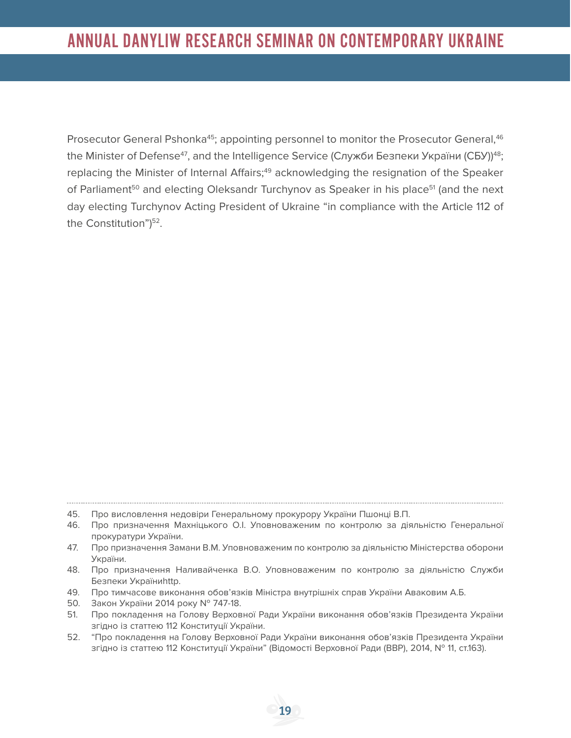Prosecutor General Pshonka[45]; appointing personnel to monitor the Prosecutor General,[46] the Minister of Defense[47], and the Intelligence Service (Служби Безпеки України (СБУ))[48]; replacing the Minister of Internal Affairs;[49] acknowledging the resignation of the Speaker of Parliament[50] and electing Oleksandr Turchynov as Speaker in his place[51] (and the next day electing Turchynov Acting President of Ukraine "in compliance with the Article 112 of the Constitution")[52].

---

45. Про висловлення недовіри Генеральному прокурору України Пшонці В.П.
46. Про призначення Махніцького О.І. Уповноваженим по контролю за діяльністю Генеральної прокуратури України.
47. Про призначення Замани В.М. Уповноваженим по контролю за діяльністю Міністерства оборони України.
48. Про призначення Наливайченка В.О. Уповноваженим по контролю за діяльністю Служби Безпеки Україниhttp.
49. Про тимчасове виконання обов'язків Міністра внутрішніх справ України Аваковим А.Б.
50. Закон України 2014 року N° 747-18.
51. Про покладення на Голову Верховної Ради України виконання обов'язків Президента України згідно із статтею 112 Конституції України.
52. "Про покладення на Голову Верховної Ради України виконання обов'язків Президента України згідно із статтею 112 Конституції України" (Відомості Верховної Ради (ВВР), 2014, N° 11, ст.163).